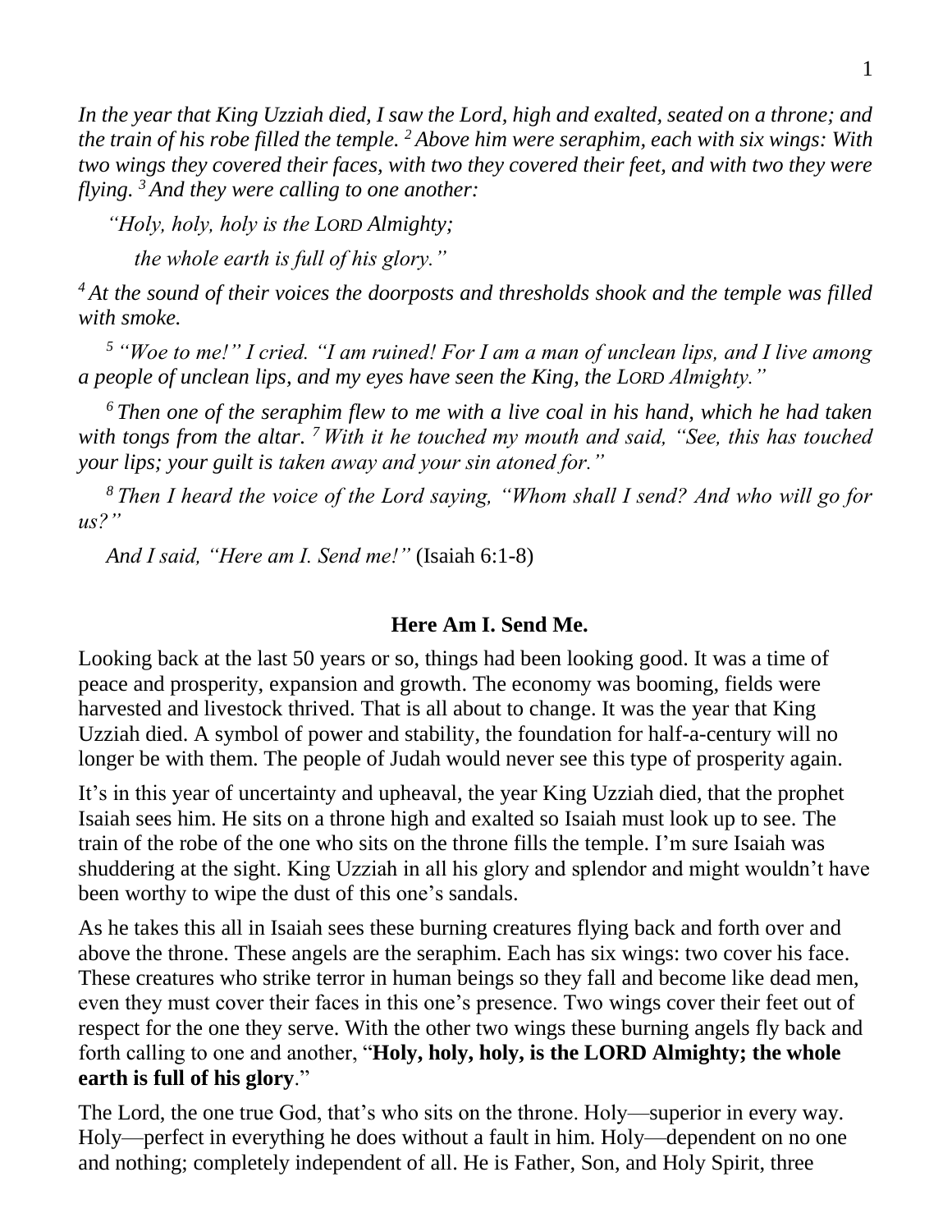*In the year that King Uzziah died, I saw the Lord, high and exalted, seated on a throne; and the train of his robe filled the temple.* [2] *Above him were seraphim, each with six wings: With two wings they covered their faces, with two they covered their feet, and with two they were flying.* [3] *And they were calling to one another:*

*"Holy, holy, holy is the LORD Almighty;*

*the whole earth is full of his glory."*

[4] *At the sound of their voices the doorposts and thresholds shook and the temple was filled with smoke.*

[5] *"Woe to me!" I cried. "I am ruined! For I am a man of unclean lips, and I live among a people of unclean lips, and my eyes have seen the King, the LORD Almighty."*

[6] *Then one of the seraphim flew to me with a live coal in his hand, which he had taken with tongs from the altar.* [7] *With it he touched my mouth and said, "See, this has touched your lips; your guilt is taken away and your sin atoned for."*

[8] *Then I heard the voice of the Lord saying, "Whom shall I send? And who will go for us?"*

*And I said, "Here am I. Send me!"* (Isaiah 6:1-8)

## Here Am I. Send Me.

Looking back at the last 50 years or so, things had been looking good. It was a time of peace and prosperity, expansion and growth. The economy was booming, fields were harvested and livestock thrived. That is all about to change. It was the year that King Uzziah died. A symbol of power and stability, the foundation for half-a-century will no longer be with them. The people of Judah would never see this type of prosperity again.

It's in this year of uncertainty and upheaval, the year King Uzziah died, that the prophet Isaiah sees him. He sits on a throne high and exalted so Isaiah must look up to see. The train of the robe of the one who sits on the throne fills the temple. I'm sure Isaiah was shuddering at the sight. King Uzziah in all his glory and splendor and might wouldn't have been worthy to wipe the dust of this one's sandals.

As he takes this all in Isaiah sees these burning creatures flying back and forth over and above the throne. These angels are the seraphim. Each has six wings: two cover his face. These creatures who strike terror in human beings so they fall and become like dead men, even they must cover their faces in this one's presence. Two wings cover their feet out of respect for the one they serve. With the other two wings these burning angels fly back and forth calling to one and another, "**Holy, holy, holy, is the LORD Almighty; the whole earth is full of his glory**."

The Lord, the one true God, that's who sits on the throne. Holy—superior in every way. Holy—perfect in everything he does without a fault in him. Holy—dependent on no one and nothing; completely independent of all. He is Father, Son, and Holy Spirit, three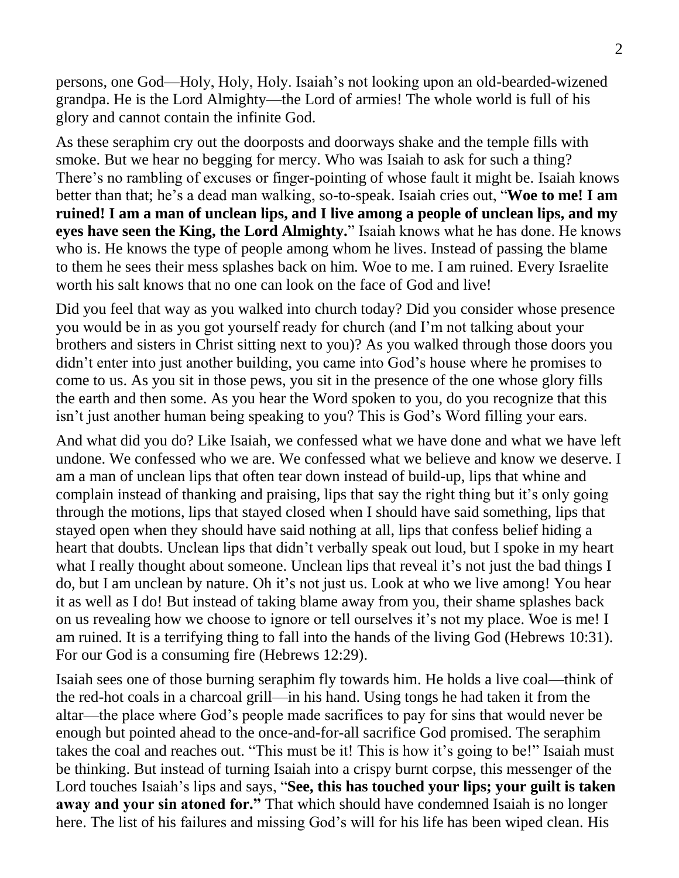persons, one God—Holy, Holy, Holy. Isaiah's not looking upon an old-bearded-wizened grandpa. He is the Lord Almighty—the Lord of armies! The whole world is full of his glory and cannot contain the infinite God.

As these seraphim cry out the doorposts and doorways shake and the temple fills with smoke. But we hear no begging for mercy. Who was Isaiah to ask for such a thing? There's no rambling of excuses or finger-pointing of whose fault it might be. Isaiah knows better than that; he's a dead man walking, so-to-speak. Isaiah cries out, "**Woe to me! I am ruined! I am a man of unclean lips, and I live among a people of unclean lips, and my eyes have seen the King, the Lord Almighty.**" Isaiah knows what he has done. He knows who is. He knows the type of people among whom he lives. Instead of passing the blame to them he sees their mess splashes back on him. Woe to me. I am ruined. Every Israelite worth his salt knows that no one can look on the face of God and live!

Did you feel that way as you walked into church today? Did you consider whose presence you would be in as you got yourself ready for church (and I'm not talking about your brothers and sisters in Christ sitting next to you)? As you walked through those doors you didn't enter into just another building, you came into God's house where he promises to come to us. As you sit in those pews, you sit in the presence of the one whose glory fills the earth and then some. As you hear the Word spoken to you, do you recognize that this isn't just another human being speaking to you? This is God's Word filling your ears.

And what did you do? Like Isaiah, we confessed what we have done and what we have left undone. We confessed who we are. We confessed what we believe and know we deserve. I am a man of unclean lips that often tear down instead of build-up, lips that whine and complain instead of thanking and praising, lips that say the right thing but it's only going through the motions, lips that stayed closed when I should have said something, lips that stayed open when they should have said nothing at all, lips that confess belief hiding a heart that doubts. Unclean lips that didn't verbally speak out loud, but I spoke in my heart what I really thought about someone. Unclean lips that reveal it's not just the bad things I do, but I am unclean by nature. Oh it's not just us. Look at who we live among! You hear it as well as I do! But instead of taking blame away from you, their shame splashes back on us revealing how we choose to ignore or tell ourselves it's not my place. Woe is me! I am ruined. It is a terrifying thing to fall into the hands of the living God (Hebrews 10:31). For our God is a consuming fire (Hebrews 12:29).

Isaiah sees one of those burning seraphim fly towards him. He holds a live coal—think of the red-hot coals in a charcoal grill—in his hand. Using tongs he had taken it from the altar—the place where God's people made sacrifices to pay for sins that would never be enough but pointed ahead to the once-and-for-all sacrifice God promised. The seraphim takes the coal and reaches out. "This must be it! This is how it's going to be!" Isaiah must be thinking. But instead of turning Isaiah into a crispy burnt corpse, this messenger of the Lord touches Isaiah's lips and says, "**See, this has touched your lips; your guilt is taken away and your sin atoned for.**" That which should have condemned Isaiah is no longer here. The list of his failures and missing God's will for his life has been wiped clean. His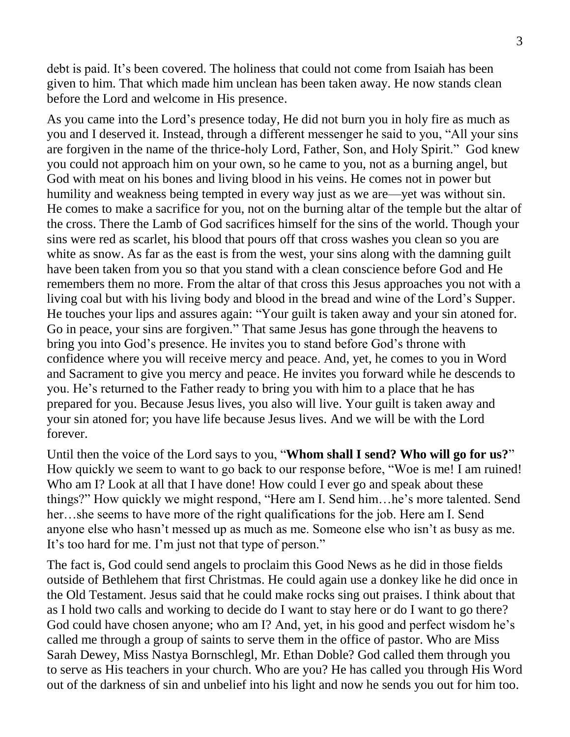debt is paid. It's been covered. The holiness that could not come from Isaiah has been given to him. That which made him unclean has been taken away. He now stands clean before the Lord and welcome in His presence.

As you came into the Lord's presence today, He did not burn you in holy fire as much as you and I deserved it. Instead, through a different messenger he said to you, "All your sins are forgiven in the name of the thrice-holy Lord, Father, Son, and Holy Spirit." God knew you could not approach him on your own, so he came to you, not as a burning angel, but God with meat on his bones and living blood in his veins. He comes not in power but humility and weakness being tempted in every way just as we are—yet was without sin. He comes to make a sacrifice for you, not on the burning altar of the temple but the altar of the cross. There the Lamb of God sacrifices himself for the sins of the world. Though your sins were red as scarlet, his blood that pours off that cross washes you clean so you are white as snow. As far as the east is from the west, your sins along with the damning guilt have been taken from you so that you stand with a clean conscience before God and He remembers them no more. From the altar of that cross this Jesus approaches you not with a living coal but with his living body and blood in the bread and wine of the Lord's Supper. He touches your lips and assures again: "Your guilt is taken away and your sin atoned for. Go in peace, your sins are forgiven." That same Jesus has gone through the heavens to bring you into God's presence. He invites you to stand before God's throne with confidence where you will receive mercy and peace. And, yet, he comes to you in Word and Sacrament to give you mercy and peace. He invites you forward while he descends to you. He's returned to the Father ready to bring you with him to a place that he has prepared for you. Because Jesus lives, you also will live. Your guilt is taken away and your sin atoned for; you have life because Jesus lives. And we will be with the Lord forever.

Until then the voice of the Lord says to you, "**Whom shall I send? Who will go for us?**" How quickly we seem to want to go back to our response before, "Woe is me! I am ruined! Who am I? Look at all that I have done! How could I ever go and speak about these things?" How quickly we might respond, "Here am I. Send him…he's more talented. Send her…she seems to have more of the right qualifications for the job. Here am I. Send anyone else who hasn't messed up as much as me. Someone else who isn't as busy as me. It's too hard for me. I'm just not that type of person."

The fact is, God could send angels to proclaim this Good News as he did in those fields outside of Bethlehem that first Christmas. He could again use a donkey like he did once in the Old Testament. Jesus said that he could make rocks sing out praises. I think about that as I hold two calls and working to decide do I want to stay here or do I want to go there? God could have chosen anyone; who am I? And, yet, in his good and perfect wisdom he's called me through a group of saints to serve them in the office of pastor. Who are Miss Sarah Dewey, Miss Nastya Bornschlegl, Mr. Ethan Doble? God called them through you to serve as His teachers in your church. Who are you? He has called you through His Word out of the darkness of sin and unbelief into his light and now he sends you out for him too.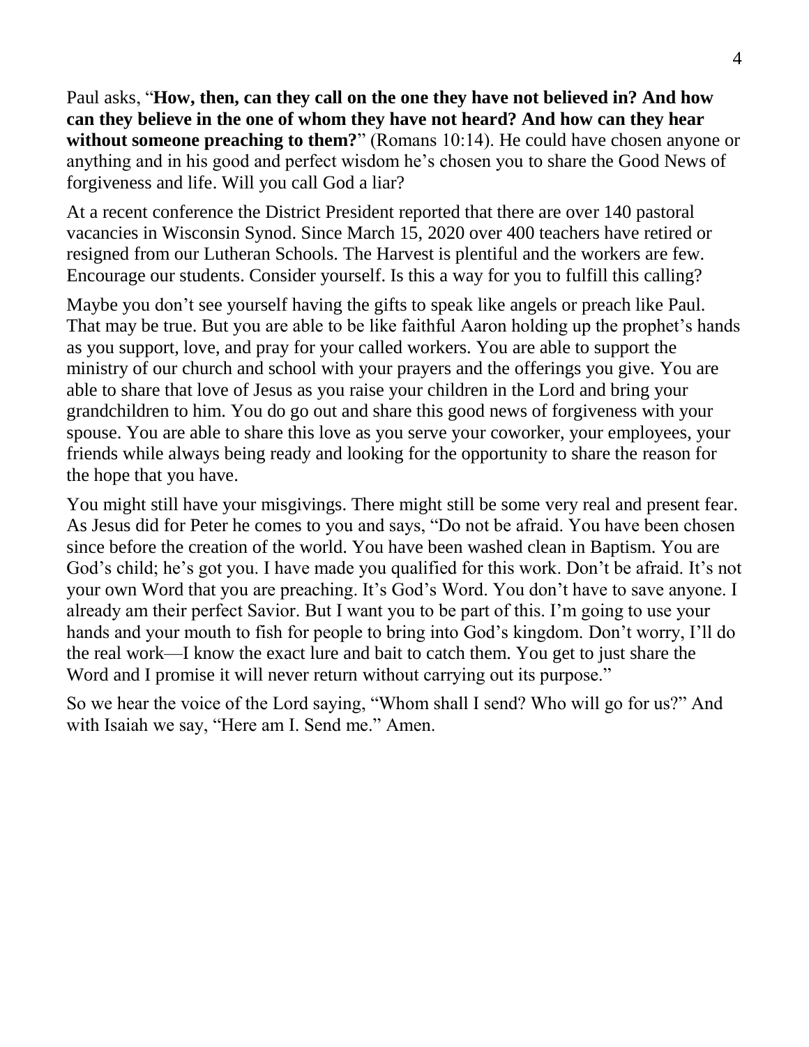Paul asks, "**How, then, can they call on the one they have not believed in? And how can they believe in the one of whom they have not heard? And how can they hear without someone preaching to them?**" (Romans 10:14). He could have chosen anyone or anything and in his good and perfect wisdom he's chosen you to share the Good News of forgiveness and life. Will you call God a liar?

At a recent conference the District President reported that there are over 140 pastoral vacancies in Wisconsin Synod. Since March 15, 2020 over 400 teachers have retired or resigned from our Lutheran Schools. The Harvest is plentiful and the workers are few. Encourage our students. Consider yourself. Is this a way for you to fulfill this calling?

Maybe you don't see yourself having the gifts to speak like angels or preach like Paul. That may be true. But you are able to be like faithful Aaron holding up the prophet's hands as you support, love, and pray for your called workers. You are able to support the ministry of our church and school with your prayers and the offerings you give. You are able to share that love of Jesus as you raise your children in the Lord and bring your grandchildren to him. You do go out and share this good news of forgiveness with your spouse. You are able to share this love as you serve your coworker, your employees, your friends while always being ready and looking for the opportunity to share the reason for the hope that you have.

You might still have your misgivings. There might still be some very real and present fear. As Jesus did for Peter he comes to you and says, "Do not be afraid. You have been chosen since before the creation of the world. You have been washed clean in Baptism. You are God's child; he's got you. I have made you qualified for this work. Don't be afraid. It's not your own Word that you are preaching. It's God's Word. You don't have to save anyone. I already am their perfect Savior. But I want you to be part of this. I'm going to use your hands and your mouth to fish for people to bring into God's kingdom. Don't worry, I'll do the real work—I know the exact lure and bait to catch them. You get to just share the Word and I promise it will never return without carrying out its purpose."

So we hear the voice of the Lord saying, "Whom shall I send? Who will go for us?" And with Isaiah we say, "Here am I. Send me." Amen.